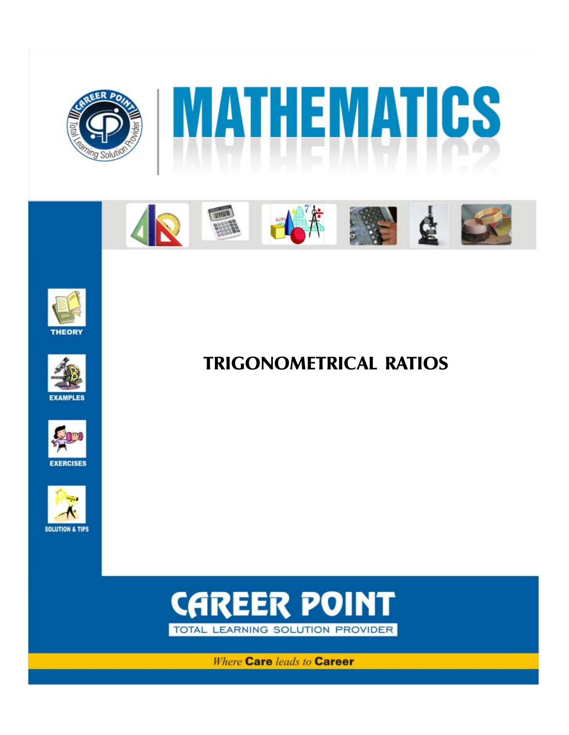# MATHEMATICS

THEORY

EXAMPLES

EXERCISES

SOLUTION & TIPS

## TRIGONOMETRICAL RATIOS

**CAREER POINT**

TOTAL LEARNING SOLUTION PROVIDER

*Where* **Care** *leads to* **Career**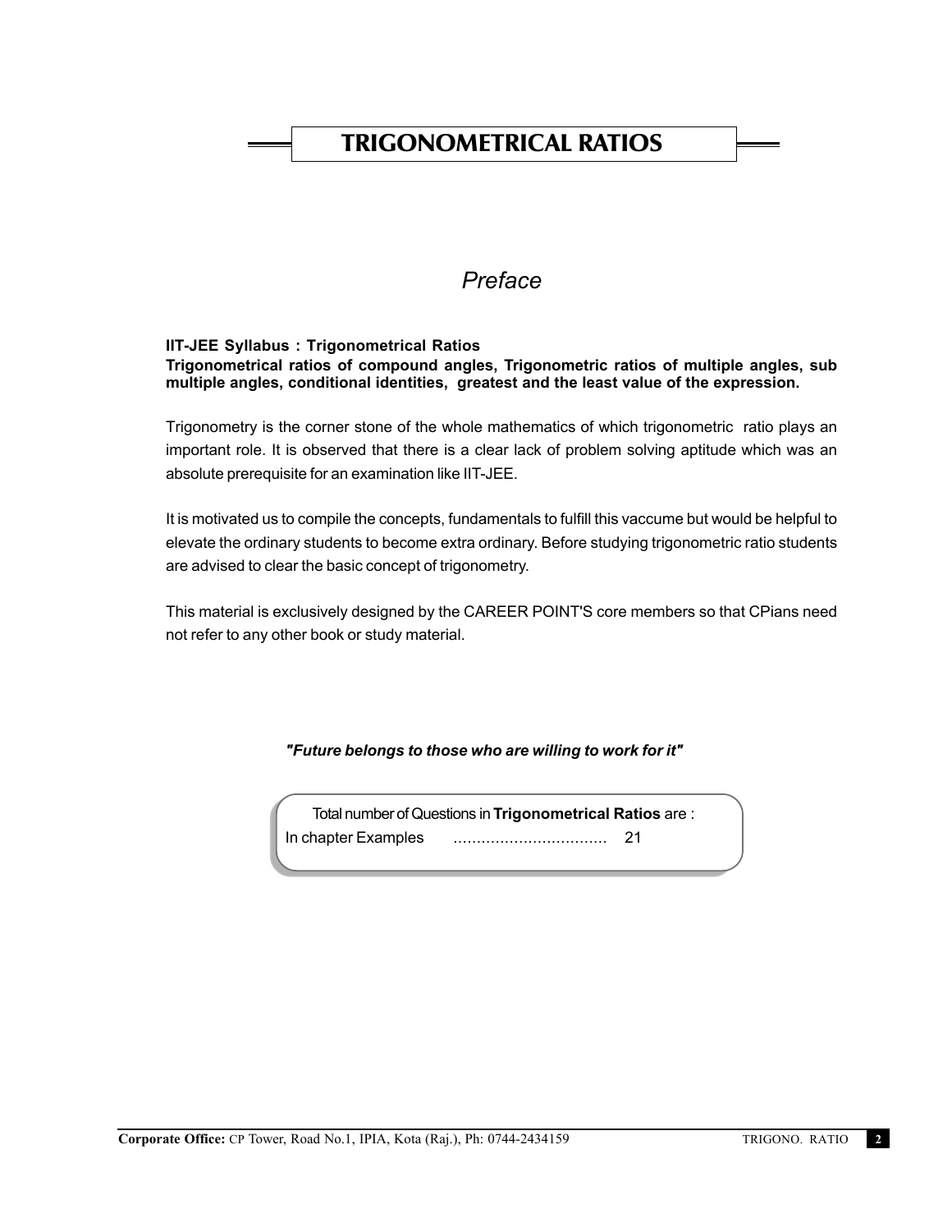# TRIGONOMETRICAL RATIOS

## *Preface*

**IIT-JEE Syllabus : Trigonometrical Ratios**
**Trigonometrical ratios of compound angles, Trigonometric ratios of multiple angles, sub multiple angles, conditional identities, greatest and the least value of the expression.**

Trigonometry is the corner stone of the whole mathematics of which trigonometric ratio plays an important role. It is observed that there is a clear lack of problem solving aptitude which was an absolute prerequisite for an examination like IIT-JEE.

It is motivated us to compile the concepts, fundamentals to fulfill this vaccume but would be helpful to elevate the ordinary students to become extra ordinary. Before studying trigonometric ratio students are advised to clear the basic concept of trigonometry.

This material is exclusively designed by the CAREER POINT'S core members so that CPians need not refer to any other book or study material.

***"Future belongs to those who are willing to work for it"***

Total number of Questions in **Trigonometrical Ratios** are :
In chapter Examples ................................. 21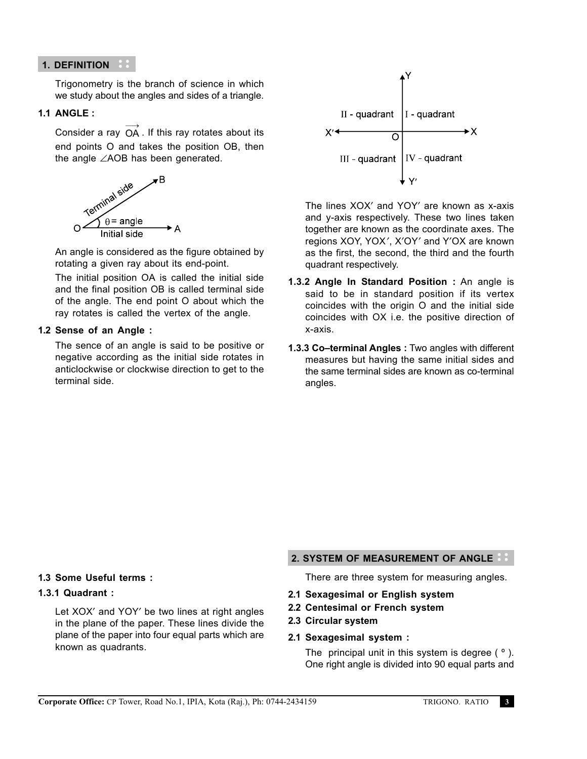## 1. DEFINITION

Trigonometry is the branch of science in which we study about the angles and sides of a triangle.

### 1.1 ANGLE :

Consider a ray $\overrightarrow{OA}$. If this ray rotates about its end points O and takes the position OB, then the angle $\angle AOB$ has been generated.

An angle is considered as the figure obtained by rotating a given ray about its end-point.

The initial position OA is called the initial side and the final position OB is called terminal side of the angle. The end point O about which the ray rotates is called the vertex of the angle.

### 1.2 Sense of an Angle :

The sence of an angle is said to be positive or negative according as the initial side rotates in anticlockwise or clockwise direction to get to the terminal side.

### 1.3 Some Useful terms :

#### 1.3.1 Quadrant :

Let XOX′ and YOY′ be two lines at right angles in the plane of the paper. These lines divide the plane of the paper into four equal parts which are known as quadrants.

The lines XOX′ and YOY′ are known as x-axis and y-axis respectively. These two lines taken together are known as the coordinate axes. The regions XOY, YOX′, X′OY′ and Y′OX are known as the first, the second, the third and the fourth quadrant respectively.

**1.3.2 Angle In Standard Position :** An angle is said to be in standard position if its vertex coincides with the origin O and the initial side coincides with OX i.e. the positive direction of x-axis.

**1.3.3 Co–terminal Angles :** Two angles with different measures but having the same initial sides and the same terminal sides are known as co-terminal angles.

## 2. SYSTEM OF MEASUREMENT OF ANGLE

There are three system for measuring angles.

**2.1 Sexagesimal or English system**

**2.2 Centesimal or French system**

**2.3 Circular system**

### 2.1 Sexagesimal system :

The principal unit in this system is degree ( ° ). One right angle is divided into 90 equal parts and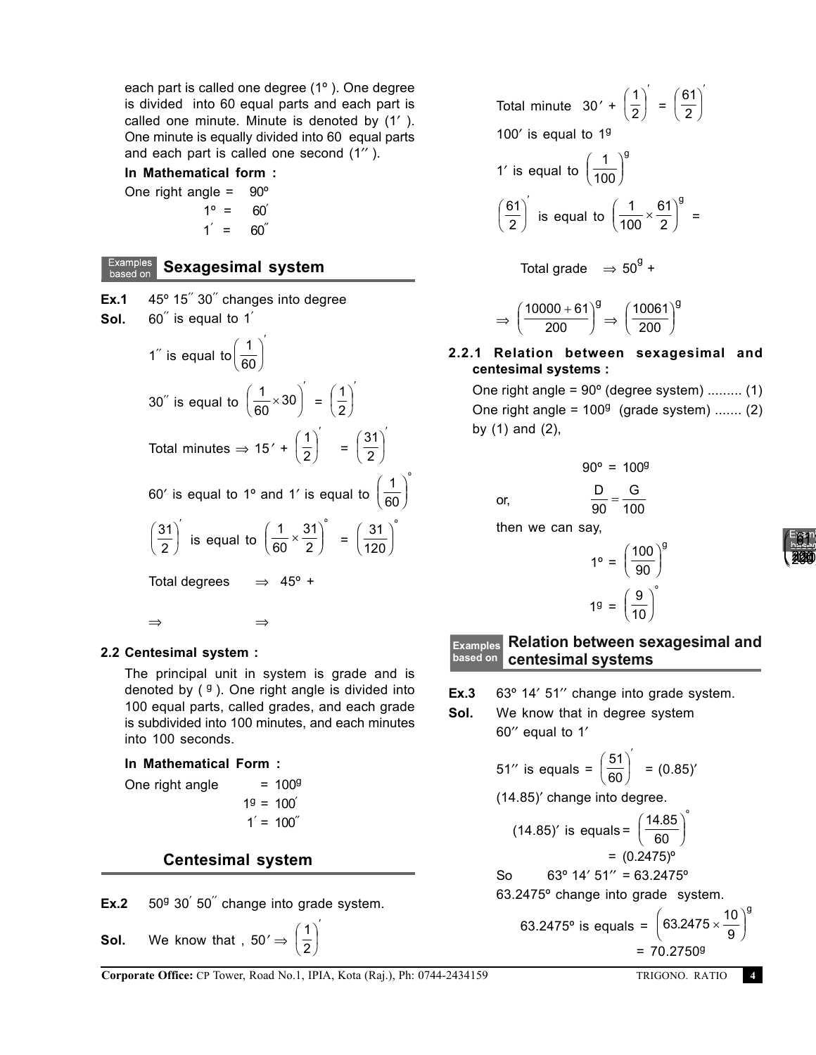each part is called one degree (1º ). One degree is divided into 60 equal parts and each part is called one minute. Minute is denoted by (1′ ). One minute is equally divided into 60 equal parts and each part is called one second (1′′ ).

**In Mathematical form :**

One right angle = 90º

1º = 60′

1′ = 60′′

## Examples based on Sexagesimal system

**Ex.1** 45º 15′′ 30′′ changes into degree

**Sol.** 60′′ is equal to 1′

$1''$ is equal to $\left(\frac{1}{60}\right)'$

$30''$ is equal to $\left(\frac{1}{60}\times 30\right)' = \left(\frac{1}{2}\right)'$

Total minutes $\Rightarrow 15' + \left(\frac{1}{2}\right)' = \left(\frac{31}{2}\right)'$

$60'$ is equal to 1º and $1'$ is equal to $\left(\frac{1}{60}\right)^\circ$

$\left(\frac{31}{2}\right)'$ is equal to $\left(\frac{1}{60}\times\frac{31}{2}\right)^\circ = \left(\frac{31}{120}\right)^\circ$

Total degrees $\Rightarrow$ 45º +

$\Rightarrow \qquad \Rightarrow$

### 2.2 Centesimal system :

The principal unit in system is grade and is denoted by ( $^g$ ). One right angle is divided into 100 equal parts, called grades, and each grade is subdivided into 100 minutes, and each minutes into 100 seconds.

**In Mathematical Form :**

One right angle = $100^g$

$1^g$ = 100′

1′ = 100′′

## Centesimal system

**Ex.2** $50^g$ 30′ 50′′ change into grade system.

**Sol.** We know that , $50' \Rightarrow \left(\frac{1}{2}\right)'$

Total minute $30' + \left(\frac{1}{2}\right)' = \left(\frac{61}{2}\right)'$

100′ is equal to $1^g$

1′ is equal to $\left(\frac{1}{100}\right)^g$

$\left(\frac{61}{2}\right)'$ is equal to $\left(\frac{1}{100}\times\frac{61}{2}\right)^g$ =

Total grade $\Rightarrow 50^g$ +

$\Rightarrow \left(\frac{10000+61}{200}\right)^g \Rightarrow \left(\frac{10061}{200}\right)^g$

#### 2.2.1 Relation between sexagesimal and centesimal systems :

One right angle = 90º (degree system) ......... (1)

One right angle = $100^g$ (grade system) ....... (2)

by (1) and (2),

$$90^\circ = 100^g$$

or, $$\frac{D}{90} = \frac{G}{100}$$

then we can say,

$$1^\circ = \left(\frac{100}{90}\right)^g$$

$$1^g = \left(\frac{9}{10}\right)^\circ$$

## Examples based on Relation between sexagesimal and centesimal systems

**Ex.3** 63º 14′ 51′′ change into grade system.

**Sol.** We know that in degree system

60′′ equal to 1′

$51''$ is equals = $\left(\frac{51}{60}\right)'$ = (0.85)′

(14.85)′ change into degree.

$(14.85)'$ is equals = $\left(\frac{14.85}{60}\right)^\circ$

= (0.2475)º

So 63º 14′ 51′′ = 63.2475º

63.2475º change into grade system.

63.2475º is equals = $\left(63.2475\times\frac{10}{9}\right)^g$

= $70.2750^g$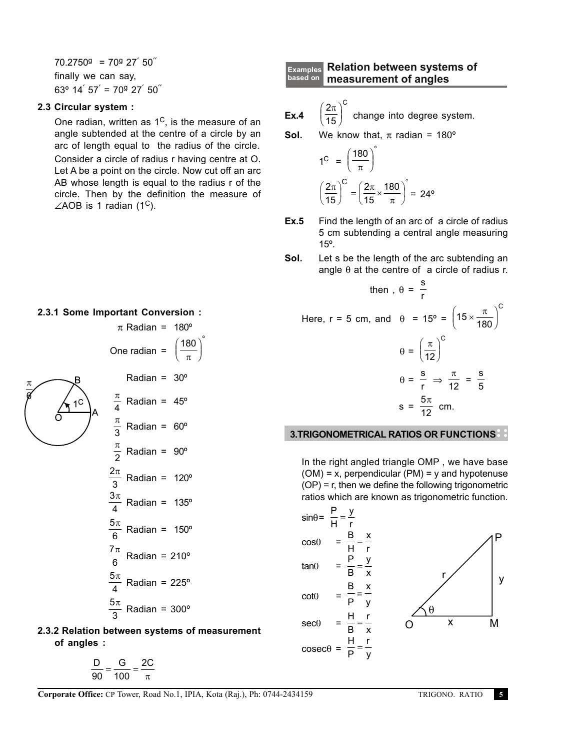$70.2750^g = 70^g\ 27'\ 50''$

finally we can say,

$63^o\ 14'\ 57' = 70^g\ 27'\ 50''$

### 2.3 Circular system :

One radian, written as $1^C$, is the measure of an angle subtended at the centre of a circle by an arc of length equal to the radius of the circle. Consider a circle of radius r having centre at O. Let A be a point on the circle. Now cut off an arc AB whose length is equal to the radius r of the circle. Then by the definition the measure of $\angle AOB$ is 1 radian ($1^C$).

#### 2.3.1 Some Important Conversion :

$\pi$ Radian = 180º

One radian = $\left(\frac{180}{\pi}\right)^\circ$

$\frac{\pi}{6}$ Radian = 30º

$\frac{\pi}{4}$ Radian = 45º

$\frac{\pi}{3}$ Radian = 60º

$\frac{\pi}{2}$ Radian = 90º

$\frac{2\pi}{3}$ Radian = 120º

$\frac{3\pi}{4}$ Radian = 135º

$\frac{5\pi}{6}$ Radian = 150º

$\frac{7\pi}{6}$ Radian = 210º

$\frac{5\pi}{4}$ Radian = 225º

$\frac{5\pi}{3}$ Radian = 300º

#### 2.3.2 Relation between systems of measurement of angles :

$$\frac{D}{90} = \frac{G}{100} = \frac{2C}{\pi}$$

## Examples based on Relation between systems of measurement of angles

**Ex.4** $\left(\frac{2\pi}{15}\right)^C$ change into degree system.

**Sol.** We know that, $\pi$ radian = 180º

$$1^C = \left(\frac{180}{\pi}\right)^\circ$$

$$\left(\frac{2\pi}{15}\right)^C = \left(\frac{2\pi}{15}\times\frac{180}{\pi}\right)^\circ = 24^o$$

**Ex.5** Find the length of an arc of a circle of radius 5 cm subtending a central angle measuring 15º.

**Sol.** Let s be the length of the arc subtending an angle $\theta$ at the centre of a circle of radius r.

then , $\theta = \frac{s}{r}$

Here, r = 5 cm, and $\theta$ = 15º = $\left(15\times\frac{\pi}{180}\right)^C$

$$\theta = \left(\frac{\pi}{12}\right)^C$$

$$\theta = \frac{s}{r} \Rightarrow \frac{\pi}{12} = \frac{s}{5}$$

$$s = \frac{5\pi}{12} \text{ cm.}$$

## 3.TRIGONOMETRICAL RATIOS OR FUNCTIONS

In the right angled triangle OMP , we have base (OM) = x, perpendicular (PM) = y and hypotenuse (OP) = r, then we define the following trigonometric ratios which are known as trigonometric function.

$$\sin\theta = \frac{P}{H} = \frac{y}{r}$$

$$\cos\theta = \frac{B}{H} = \frac{x}{r}$$

$$\tan\theta = \frac{P}{B} = \frac{y}{x}$$

$$\cot\theta = \frac{B}{P} = \frac{x}{y}$$

$$\sec\theta = \frac{H}{B} = \frac{r}{x}$$

$$\text{cosec}\theta = \frac{H}{P} = \frac{r}{y}$$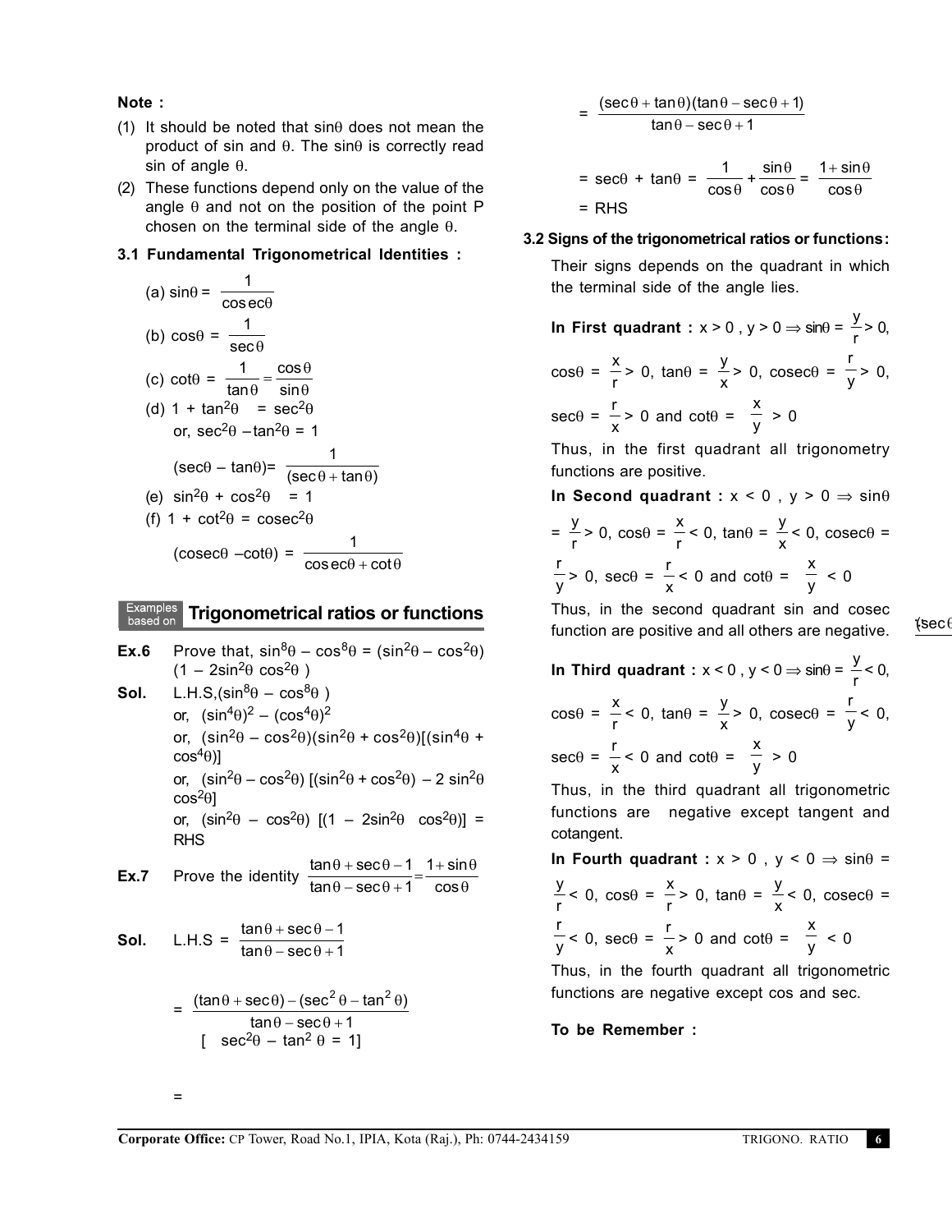**Note :**

(1) It should be noted that $\sin\theta$ does not mean the product of sin and $\theta$. The $\sin\theta$ is correctly read sin of angle $\theta$.

(2) These functions depend only on the value of the angle $\theta$ and not on the position of the point P chosen on the terminal side of the angle $\theta$.

### 3.1 Fundamental Trigonometrical Identities :

(a) $\sin\theta = \dfrac{1}{\text{cosec}\theta}$

(b) $\cos\theta = \dfrac{1}{\sec\theta}$

(c) $\cot\theta = \dfrac{1}{\tan\theta} = \dfrac{\cos\theta}{\sin\theta}$

(d) $1 + \tan^2\theta = \sec^2\theta$

or, $\sec^2\theta - \tan^2\theta = 1$

$(\sec\theta - \tan\theta) = \dfrac{1}{(\sec\theta + \tan\theta)}$

(e) $\sin^2\theta + \cos^2\theta = 1$

(f) $1 + \cot^2\theta = \text{cosec}^2\theta$

$(\text{cosec}\theta - \cot\theta) = \dfrac{1}{\text{cosec}\theta + \cot\theta}$

## Examples based on Trigonometrical ratios or functions

**Ex.6** Prove that, $\sin^8\theta - \cos^8\theta = (\sin^2\theta - \cos^2\theta)(1 - 2\sin^2\theta\cos^2\theta)$

**Sol.** L.H.S, $(\sin^8\theta - \cos^8\theta)$

or, $(\sin^4\theta)^2 - (\cos^4\theta)^2$

or, $(\sin^2\theta - \cos^2\theta)(\sin^2\theta + \cos^2\theta)[(\sin^4\theta + \cos^4\theta)]$

or, $(\sin^2\theta - \cos^2\theta)[(\sin^2\theta + \cos^2\theta) - 2\sin^2\theta\cos^2\theta]$

or, $(\sin^2\theta - \cos^2\theta)[(1 - 2\sin^2\theta\cos^2\theta)]$ = RHS

**Ex.7** Prove the identity $\dfrac{\tan\theta + \sec\theta - 1}{\tan\theta - \sec\theta + 1} = \dfrac{1 + \sin\theta}{\cos\theta}$

**Sol.** L.H.S = $\dfrac{\tan\theta + \sec\theta - 1}{\tan\theta - \sec\theta + 1}$

$= \dfrac{(\tan\theta + \sec\theta) - (\sec^2\theta - \tan^2\theta)}{\tan\theta - \sec\theta + 1}$

[ $\sec^2\theta - \tan^2\theta = 1$]

$= \dfrac{(\sec\theta + \tan\theta)(\tan\theta - \sec\theta + 1)}{\tan\theta - \sec\theta + 1}$

$= \sec\theta + \tan\theta = \dfrac{1}{\cos\theta} + \dfrac{\sin\theta}{\cos\theta} = \dfrac{1 + \sin\theta}{\cos\theta}$

= RHS

### 3.2 Signs of the trigonometrical ratios or functions:

Their signs depends on the quadrant in which the terminal side of the angle lies.

**In First quadrant :** $x > 0$, $y > 0 \Rightarrow \sin\theta = \dfrac{y}{r} > 0$, $\cos\theta = \dfrac{x}{r} > 0$, $\tan\theta = \dfrac{y}{x} > 0$, $\text{cosec}\theta = \dfrac{r}{y} > 0$, $\sec\theta = \dfrac{r}{x} > 0$ and $\cot\theta = \dfrac{x}{y} > 0$

Thus, in the first quadrant all trigonometry functions are positive.

**In Second quadrant :** $x < 0$, $y > 0 \Rightarrow \sin\theta = \dfrac{y}{r} > 0$, $\cos\theta = \dfrac{x}{r} < 0$, $\tan\theta = \dfrac{y}{x} < 0$, $\text{cosec}\theta = \dfrac{r}{y} > 0$, $\sec\theta = \dfrac{r}{x} < 0$ and $\cot\theta = \dfrac{x}{y} < 0$

Thus, in the second quadrant sin and cosec function are positive and all others are negative.

**In Third quadrant :** $x < 0$, $y < 0 \Rightarrow \sin\theta = \dfrac{y}{r} < 0$, $\cos\theta = \dfrac{x}{r} < 0$, $\tan\theta = \dfrac{y}{x} > 0$, $\text{cosec}\theta = \dfrac{r}{y} < 0$, $\sec\theta = \dfrac{r}{x} < 0$ and $\cot\theta = \dfrac{x}{y} > 0$

Thus, in the third quadrant all trigonometric functions are negative except tangent and cotangent.

**In Fourth quadrant :** $x > 0$, $y < 0 \Rightarrow \sin\theta = \dfrac{y}{r} < 0$, $\cos\theta = \dfrac{x}{r} > 0$, $\tan\theta = \dfrac{y}{x} < 0$, $\text{cosec}\theta = \dfrac{r}{y} < 0$, $\sec\theta = \dfrac{r}{x} > 0$ and $\cot\theta = \dfrac{x}{y} < 0$

Thus, in the fourth quadrant all trigonometric functions are negative except cos and sec.

**To be Remember :**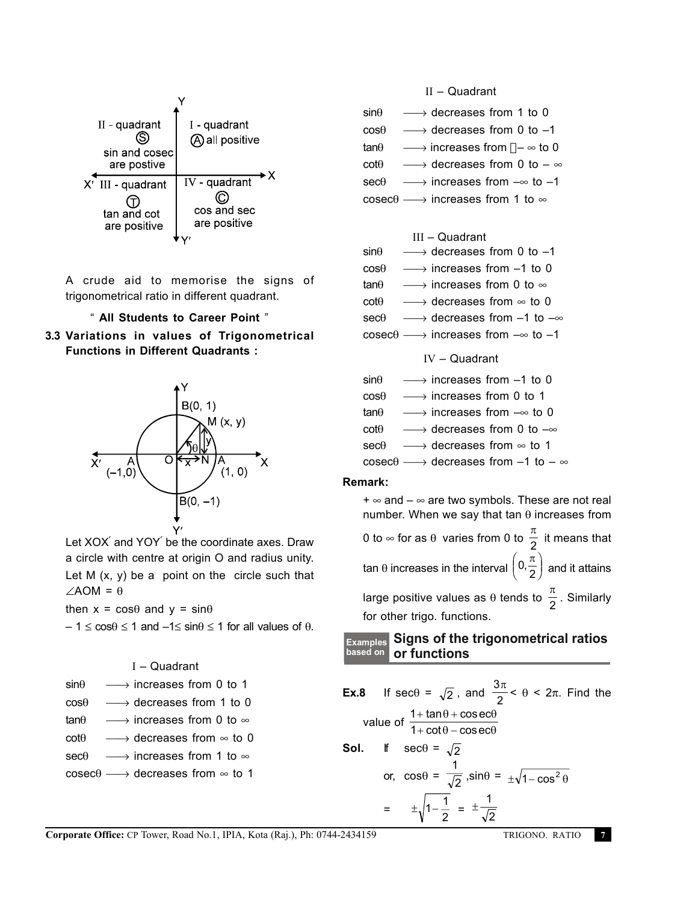II - quadrant
Ⓢ
sin and cosec are postive

I - quadrant
Ⓐ all positive

III - quadrant
Ⓣ
tan and cot are positive

IV - quadrant
Ⓒ
cos and sec are positive

A crude aid to memorise the signs of trigonometrical ratio in different quadrant.

" **All Students to Career Point** "

**3.3 Variations in values of Trigonometrical Functions in Different Quadrants :**

Let XOX′ and YOY′ be the coordinate axes. Draw a circle with centre at origin O and radius unity. Let M (x, y) be a point on the circle such that $\angle AOM = \theta$

then $x = \cos\theta$ and $y = \sin\theta$

$-1 \le \cos\theta \le 1$ and $-1 \le \sin\theta \le 1$ for all values of θ.

I – Quadrant

sinθ ⟶ increases from 0 to 1
cosθ ⟶ decreases from 1 to 0
tanθ ⟶ increases from 0 to ∞
cotθ ⟶ decreases from ∞ to 0
secθ ⟶ increases from 1 to ∞
cosecθ ⟶ decreases from ∞ to 1

II – Quadrant

sinθ ⟶ decreases from 1 to 0
cosθ ⟶ decreases from 0 to –1
tanθ ⟶ increases from – ∞ to 0
cotθ ⟶ decreases from 0 to – ∞
secθ ⟶ increases from –∞ to –1
cosecθ ⟶ increases from 1 to ∞

III – Quadrant

sinθ ⟶ decreases from 0 to –1
cosθ ⟶ increases from –1 to 0
tanθ ⟶ increases from 0 to ∞
cotθ ⟶ decreases from ∞ to 0
secθ ⟶ decreases from –1 to –∞
cosecθ ⟶ increases from –∞ to –1

IV – Quadrant

sinθ ⟶ increases from –1 to 0
cosθ ⟶ increases from 0 to 1
tanθ ⟶ increases from –∞ to 0
cotθ ⟶ decreases from 0 to –∞
secθ ⟶ decreases from ∞ to 1
cosecθ ⟶ decreases from –1 to – ∞

**Remark:**

+ ∞ and – ∞ are two symbols. These are not real number. When we say that tan θ increases from 0 to ∞ for as θ varies from 0 to $\frac{\pi}{2}$ it means that tan θ increases in the interval $\left(0, \frac{\pi}{2}\right)$ and it attains large positive values as θ tends to $\frac{\pi}{2}$. Similarly for other trigo. functions.

## Examples based on Signs of the trigonometrical ratios or functions

**Ex.8** If $\sec\theta = \sqrt{2}$, and $\frac{3\pi}{2} < \theta < 2\pi$. Find the value of $\frac{1+\tan\theta+\text{cosec}\theta}{1+\cot\theta-\text{cosec}\theta}$

**Sol.** If $\sec\theta = \sqrt{2}$

or, $\cos\theta = \frac{1}{\sqrt{2}}$, $\sin\theta = \pm\sqrt{1-\cos^2\theta}$

$= \pm\sqrt{1-\frac{1}{2}} = \pm\frac{1}{\sqrt{2}}$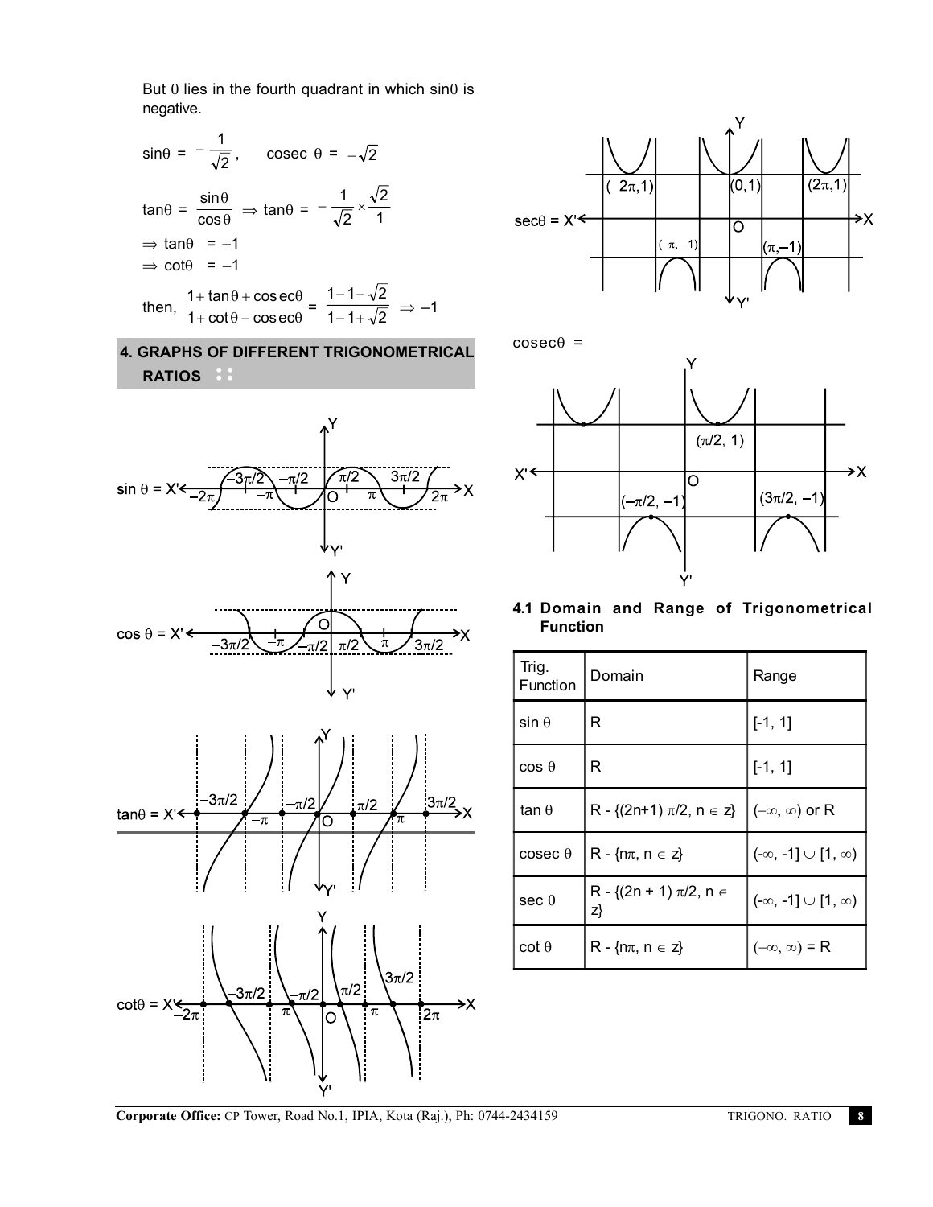But θ lies in the fourth quadrant in which sinθ is negative.

$\sin\theta = -\frac{1}{\sqrt{2}}$, $\quad \text{cosec }\theta = -\sqrt{2}$

$\tan\theta = \frac{\sin\theta}{\cos\theta} \Rightarrow \tan\theta = -\frac{1}{\sqrt{2}} \times \frac{\sqrt{2}}{1}$

$\Rightarrow \tan\theta = -1$

$\Rightarrow \cot\theta = -1$

then, $\frac{1+\tan\theta+\text{cosec}\theta}{1+\cot\theta-\text{cosec}\theta} = \frac{1-1-\sqrt{2}}{1-1+\sqrt{2}} \Rightarrow -1$

## 4. GRAPHS OF DIFFERENT TRIGONOMETRICAL RATIOS

sin θ =

cos θ =

tanθ =

cotθ =

secθ =

cosecθ =

### 4.1 Domain and Range of Trigonometrical Function

| Trig. Function | Domain | Range |
|---|---|---|
| sin θ | R | [-1, 1] |
| cos θ | R | [-1, 1] |
| tan θ | R - {(2n+1) π/2, n ∈ z} | (–∞, ∞) or R |
| cosec θ | R - {nπ, n ∈ z} | (-∞, -1] ∪ [1, ∞) |
| sec θ | R - {(2n + 1) π/2, n ∈ z} | (-∞, -1] ∪ [1, ∞) |
| cot θ | R - {nπ, n ∈ z} | (–∞, ∞) = R |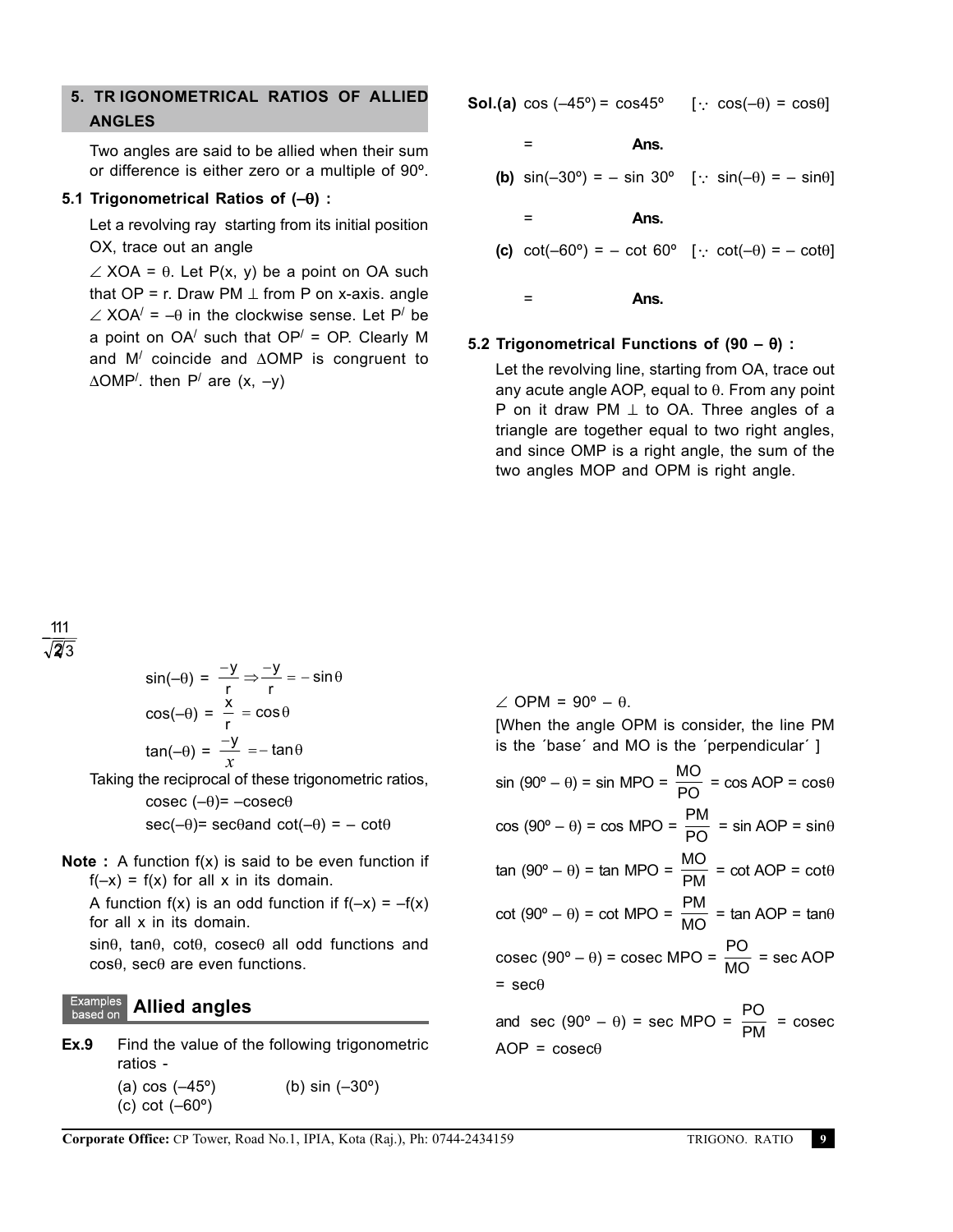## 5. TRIGONOMETRICAL RATIOS OF ALLIED ANGLES

Two angles are said to be allied when their sum or difference is either zero or a multiple of 90º.

### 5.1 Trigonometrical Ratios of (–θ) :

Let a revolving ray starting from its initial position OX, trace out an angle

$\angle$ XOA = θ. Let P(x, y) be a point on OA such that OP = r. Draw PM ⊥ from P on x-axis. angle $\angle$ XOA/ = –θ in the clockwise sense. Let P/ be a point on OA/ such that OP/ = OP. Clearly M and M/ coincide and ΔOMP is congruent to ΔOMP/. then P/ are (x, –y)

111
$\sqrt{2}/3$

$$\sin(-\theta) = \frac{-y}{r} \Rightarrow \frac{-y}{r} = -\sin\theta$$

$$\cos(-\theta) = \frac{x}{r} = \cos\theta$$

$$\tan(-\theta) = \frac{-y}{x} = -\tan\theta$$

Taking the reciprocal of these trigonometric ratios,

cosec (–θ)= –cosecθ

sec(–θ)= secθand cot(–θ) = – cotθ

**Note :** A function f(x) is said to be even function if f(–x) = f(x) for all x in its domain.

A function f(x) is an odd function if f(–x) = –f(x) for all x in its domain.

sinθ, tanθ, cotθ, cosecθ all odd functions and cosθ, secθ are even functions.

## Examples based on Allied angles

**Ex.9** Find the value of the following trigonometric ratios -

(a) cos (–45º) (b) sin (–30º)
(c) cot (–60º)

**Sol.(a)** cos (–45º) = cos45º [∵ cos(–θ) = cosθ]

= **Ans.**

**(b)** sin(–30º) = – sin 30º [∵ sin(–θ) = – sinθ]

= **Ans.**

**(c)** cot(–60º) = – cot 60º [∵ cot(–θ) = – cotθ]

= **Ans.**

### 5.2 Trigonometrical Functions of (90 – θ) :

Let the revolving line, starting from OA, trace out any acute angle AOP, equal to θ. From any point P on it draw PM ⊥ to OA. Three angles of a triangle are together equal to two right angles, and since OMP is a right angle, the sum of the two angles MOP and OPM is right angle.

$\angle$ OPM = 90º – θ.

[When the angle OPM is consider, the line PM is the ´base´ and MO is the ´perpendicular´ ]

$$\sin(90^\circ - \theta) = \sin MPO = \frac{MO}{PO} = \cos AOP = \cos\theta$$

$$\cos(90^\circ - \theta) = \cos MPO = \frac{PM}{PO} = \sin AOP = \sin\theta$$

$$\tan(90^\circ - \theta) = \tan MPO = \frac{MO}{PM} = \cot AOP = \cot\theta$$

$$\cot(90^\circ - \theta) = \cot MPO = \frac{PM}{MO} = \tan AOP = \tan\theta$$

$$\text{cosec}(90^\circ - \theta) = \text{cosec } MPO = \frac{PO}{MO} = \sec AOP = \sec\theta$$

and $\sec(90^\circ - \theta) = \sec MPO = \frac{PO}{PM} = \text{cosec } AOP = \text{cosec}\theta$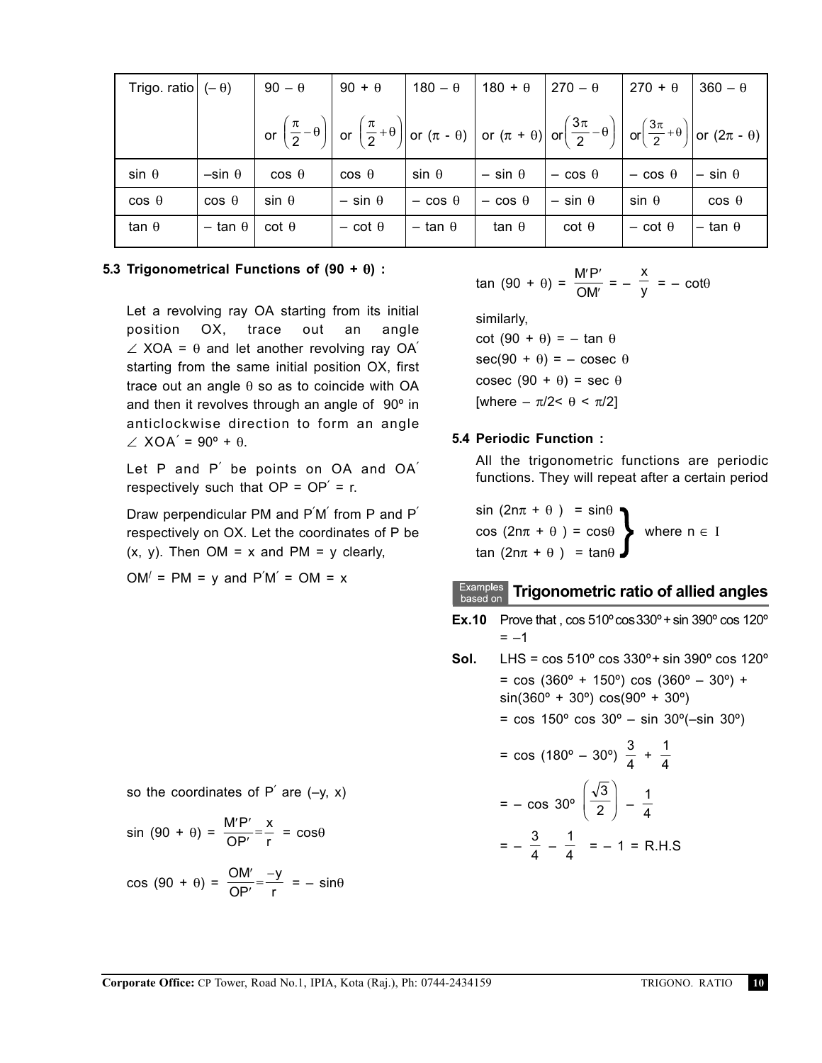| Trigo. ratio | $(-\theta)$ | $90-\theta$ or $\left(\frac{\pi}{2}-\theta\right)$ | $90+\theta$ or $\left(\frac{\pi}{2}+\theta\right)$ | $180-\theta$ or $(\pi - \theta)$ | $180+\theta$ or $(\pi + \theta)$ | $270-\theta$ or $\left(\frac{3\pi}{2}-\theta\right)$ | $270+\theta$ or $\left(\frac{3\pi}{2}+\theta\right)$ | $360-\theta$ or $(2\pi - \theta)$ |
|---|---|---|---|---|---|---|---|---|
| $\sin\theta$ | $-\sin\theta$ | $\cos\theta$ | $\cos\theta$ | $\sin\theta$ | $-\sin\theta$ | $-\cos\theta$ | $-\cos\theta$ | $-\sin\theta$ |
| $\cos\theta$ | $\cos\theta$ | $\sin\theta$ | $-\sin\theta$ | $-\cos\theta$ | $-\cos\theta$ | $-\sin\theta$ | $\sin\theta$ | $\cos\theta$ |
| $\tan\theta$ | $-\tan\theta$ | $\cot\theta$ | $-\cot\theta$ | $-\tan\theta$ | $\tan\theta$ | $\cot\theta$ | $-\cot\theta$ | $-\tan\theta$ |

### 5.3 Trigonometrical Functions of $(90 + \theta)$ :

Let a revolving ray OA starting from its initial position OX, trace out an angle $\angle$ XOA = $\theta$ and let another revolving ray OA′ starting from the same initial position OX, first trace out an angle $\theta$ so as to coincide with OA and then it revolves through an angle of 90º in anticlockwise direction to form an angle $\angle$ XOA′ = 90º + $\theta$.

Let P and P′ be points on OA and OA′ respectively such that OP = OP′ = r.

Draw perpendicular PM and P′M′ from P and P′ respectively on OX. Let the coordinates of P be (x, y). Then OM = x and PM = y clearly,

OM′ = PM = y and P′M′ = OM = x

so the coordinates of P′ are (–y, x)

$$\sin(90+\theta) = \frac{M'P'}{OP'} = \frac{x}{r} = \cos\theta$$

$$\cos(90+\theta) = \frac{OM'}{OP'} = \frac{-y}{r} = -\sin\theta$$

$$\tan(90+\theta) = \frac{M'P'}{OM'} = -\frac{x}{y} = -\cot\theta$$

similarly,

$\cot(90 + \theta) = -\tan\theta$

$\sec(90 + \theta) = -\operatorname{cosec}\theta$

$\operatorname{cosec}(90 + \theta) = \sec\theta$

[where $-\pi/2 < \theta < \pi/2$]

### 5.4 Periodic Function :

All the trigonometric functions are periodic functions. They will repeat after a certain period

$$\left.\begin{aligned} \sin(2n\pi + \theta) &= \sin\theta \\ \cos(2n\pi + \theta) &= \cos\theta \\ \tan(2n\pi + \theta) &= \tan\theta \end{aligned}\right\} \text{ where } n \in I$$

## Examples based on Trigonometric ratio of allied angles

**Ex.10** Prove that, cos 510º cos 330º + sin 390º cos 120º = –1

**Sol.** LHS = cos 510º cos 330º + sin 390º cos 120º

= cos (360º + 150º) cos (360º – 30º) + sin(360º + 30º) cos(90º + 30º)

= cos 150º cos 30º – sin 30º(–sin 30º)

$= \cos(180º - 30º)\ \frac{3}{4} + \frac{1}{4}$

$= -\cos 30º \left(\frac{\sqrt{3}}{2}\right) - \frac{1}{4}$

$= -\frac{3}{4} - \frac{1}{4} = -1$ = R.H.S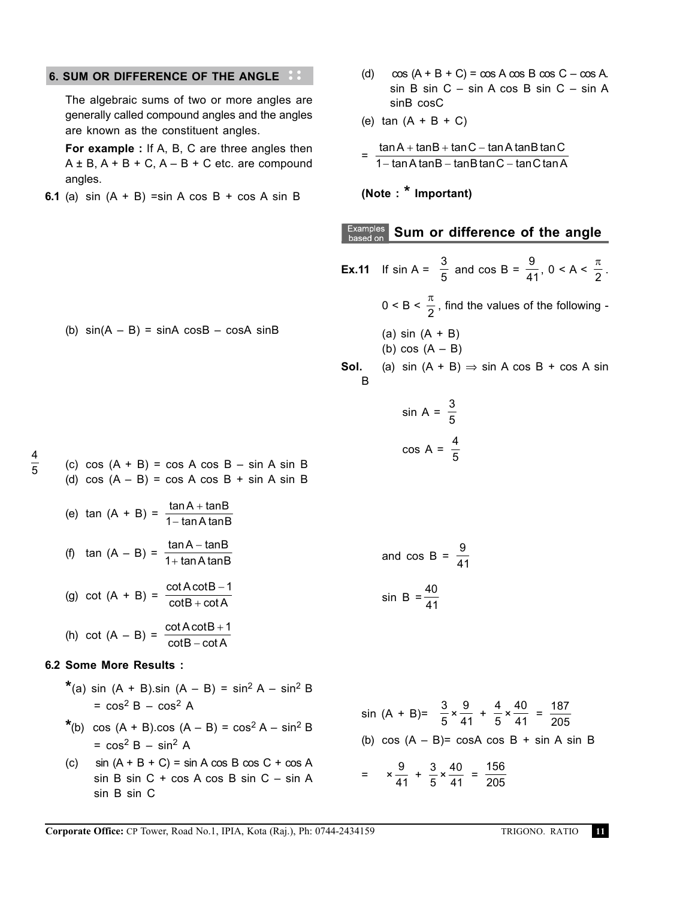## 6. SUM OR DIFFERENCE OF THE ANGLE

The algebraic sums of two or more angles are generally called compound angles and the angles are known as the constituent angles.

**For example :** If A, B, C are three angles then $A \pm B$, $A + B + C$, $A - B + C$ etc. are compound angles.

**6.1** (a) $\sin (A + B) = \sin A \cos B + \cos A \sin B$

(b) $\sin(A - B) = \sin A \cos B - \cos A \sin B$

$\frac{4}{5}$

(c) $\cos (A + B) = \cos A \cos B - \sin A \sin B$

(d) $\cos (A - B) = \cos A \cos B + \sin A \sin B$

(e) $\tan (A + B) = \dfrac{\tan A + \tan B}{1 - \tan A \tan B}$

(f) $\tan (A - B) = \dfrac{\tan A - \tan B}{1 + \tan A \tan B}$

(g) $\cot (A + B) = \dfrac{\cot A \cot B - 1}{\cot B + \cot A}$

(h) $\cot (A - B) = \dfrac{\cot A \cot B + 1}{\cot B - \cot A}$

**6.2 Some More Results :**

*(a) $\sin (A + B).\sin (A - B) = \sin^2 A - \sin^2 B = \cos^2 B - \cos^2 A$

*(b) $\cos (A + B).\cos (A - B) = \cos^2 A - \sin^2 B = \cos^2 B - \sin^2 A$

(c) $\sin (A + B + C) = \sin A \cos B \cos C + \cos A \sin B \sin C + \cos A \cos B \sin C - \sin A \sin B \sin C$

(d) $\cos (A + B + C) = \cos A \cos B \cos C - \cos A. \sin B \sin C - \sin A \cos B \sin C - \sin A \sin B \cos C$

(e) $\tan (A + B + C)$

$$= \frac{\tan A + \tan B + \tan C - \tan A \tan B \tan C}{1 - \tan A \tan B - \tan B \tan C - \tan C \tan A}$$

**(Note : * Important)**

### Examples based on Sum or difference of the angle

**Ex.11** If $\sin A = \dfrac{3}{5}$ and $\cos B = \dfrac{9}{41}$, $0 < A < \dfrac{\pi}{2}$. $0 < B < \dfrac{\pi}{2}$, find the values of the following -

(a) $\sin (A + B)$

(b) $\cos (A - B)$

**Sol.** (a) $\sin (A + B) \Rightarrow \sin A \cos B + \cos A \sin B$

$\sin A = \dfrac{3}{5}$

$\cos A = \dfrac{4}{5}$

and $\cos B = \dfrac{9}{41}$

$\sin B = \dfrac{40}{41}$

$\sin (A + B) = \dfrac{3}{5} \times \dfrac{9}{41} + \dfrac{4}{5} \times \dfrac{40}{41} = \dfrac{187}{205}$

(b) $\cos (A - B) = \cos A \cos B + \sin A \sin B$

$= \times \dfrac{9}{41} + \dfrac{3}{5} \times \dfrac{40}{41} = \dfrac{156}{205}$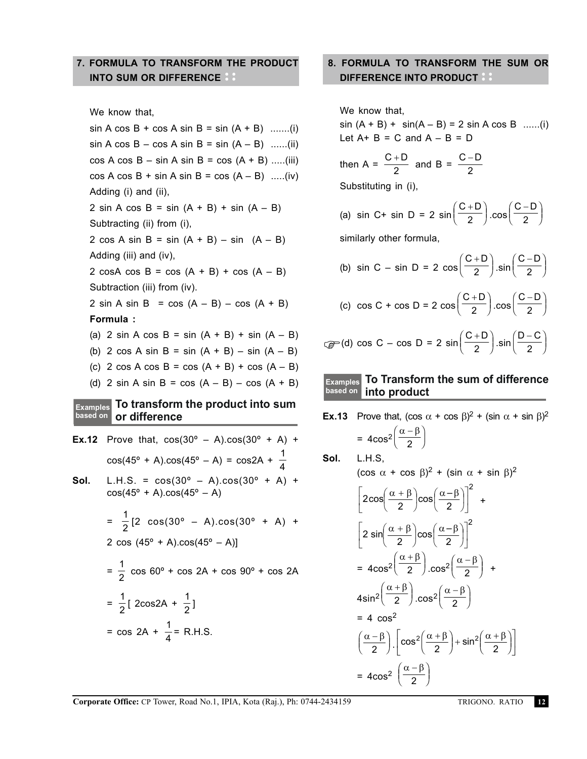## 7. FORMULA TO TRANSFORM THE PRODUCT INTO SUM OR DIFFERENCE

We know that,

sin A cos B + cos A sin B = sin (A + B) .......(i)

sin A cos B – cos A sin B = sin (A – B) ......(ii)

cos A cos B – sin A sin B = cos (A + B) .....(iii)

cos A cos B + sin A sin B = cos (A – B) .....(iv)

Adding (i) and (ii),

2 sin A cos B = sin (A + B) + sin (A – B)

Subtracting (ii) from (i),

2 cos A sin B = sin (A + B) – sin (A – B)

Adding (iii) and (iv),

2 cosA cos B = cos (A + B) + cos (A – B)

Subtraction (iii) from (iv).

2 sin A sin B = cos (A – B) – cos (A + B)

**Formula :**

(a) 2 sin A cos B = sin (A + B) + sin (A – B)

(b) 2 cos A sin B = sin (A + B) – sin (A – B)

(c) 2 cos A cos B = cos (A + B) + cos (A – B)

(d) 2 sin A sin B = cos (A – B) – cos (A + B)

### Examples based on To transform the product into sum or difference

**Ex.12** Prove that, cos(30º – A).cos(30º + A) + cos(45º + A).cos(45º – A) = cos2A + $\frac{1}{4}$

**Sol.** L.H.S. = cos(30º – A).cos(30º + A) + cos(45º + A).cos(45º – A)

$= \frac{1}{2}$[2 cos(30º – A).cos(30º + A) + 2 cos (45º + A).cos(45º – A)]

$= \frac{1}{2}$ cos 60º + cos 2A + cos 90º + cos 2A

$= \frac{1}{2}$[ 2cos2A + $\frac{1}{2}$]

= cos 2A + $\frac{1}{4}$ = R.H.S.

## 8. FORMULA TO TRANSFORM THE SUM OR DIFFERENCE INTO PRODUCT

We know that,

sin (A + B) + sin(A – B) = 2 sin A cos B ......(i)

Let A+ B = C and A – B = D

then A = $\frac{C+D}{2}$ and B = $\frac{C-D}{2}$

Substituting in (i),

(a) $\sin C + \sin D = 2\sin\left(\frac{C+D}{2}\right).\cos\left(\frac{C-D}{2}\right)$

similarly other formula,

(b) $\sin C - \sin D = 2\cos\left(\frac{C+D}{2}\right).\sin\left(\frac{C-D}{2}\right)$

(c) $\cos C + \cos D = 2\cos\left(\frac{C+D}{2}\right).\cos\left(\frac{C-D}{2}\right)$

(d) $\cos C - \cos D = 2\sin\left(\frac{C+D}{2}\right).\sin\left(\frac{D-C}{2}\right)$

### Examples based on To Transform the sum of difference into product

**Ex.13** Prove that, $(\cos\alpha + \cos\beta)^2 + (\sin\alpha + \sin\beta)^2 = 4\cos^2\left(\frac{\alpha-\beta}{2}\right)$

**Sol.** L.H.S,

$(\cos\alpha + \cos\beta)^2 + (\sin\alpha + \sin\beta)^2$

$\left[2\cos\left(\frac{\alpha+\beta}{2}\right)\cos\left(\frac{\alpha-\beta}{2}\right)\right]^2 + \left[2\sin\left(\frac{\alpha+\beta}{2}\right)\cos\left(\frac{\alpha-\beta}{2}\right)\right]^2$

$= 4\cos^2\left(\frac{\alpha+\beta}{2}\right).\cos^2\left(\frac{\alpha-\beta}{2}\right) + 4\sin^2\left(\frac{\alpha+\beta}{2}\right).\cos^2\left(\frac{\alpha-\beta}{2}\right)$

$= 4\cos^2\left(\frac{\alpha-\beta}{2}\right).\left[\cos^2\left(\frac{\alpha+\beta}{2}\right)+\sin^2\left(\frac{\alpha+\beta}{2}\right)\right]$

$= 4\cos^2\left(\frac{\alpha-\beta}{2}\right)$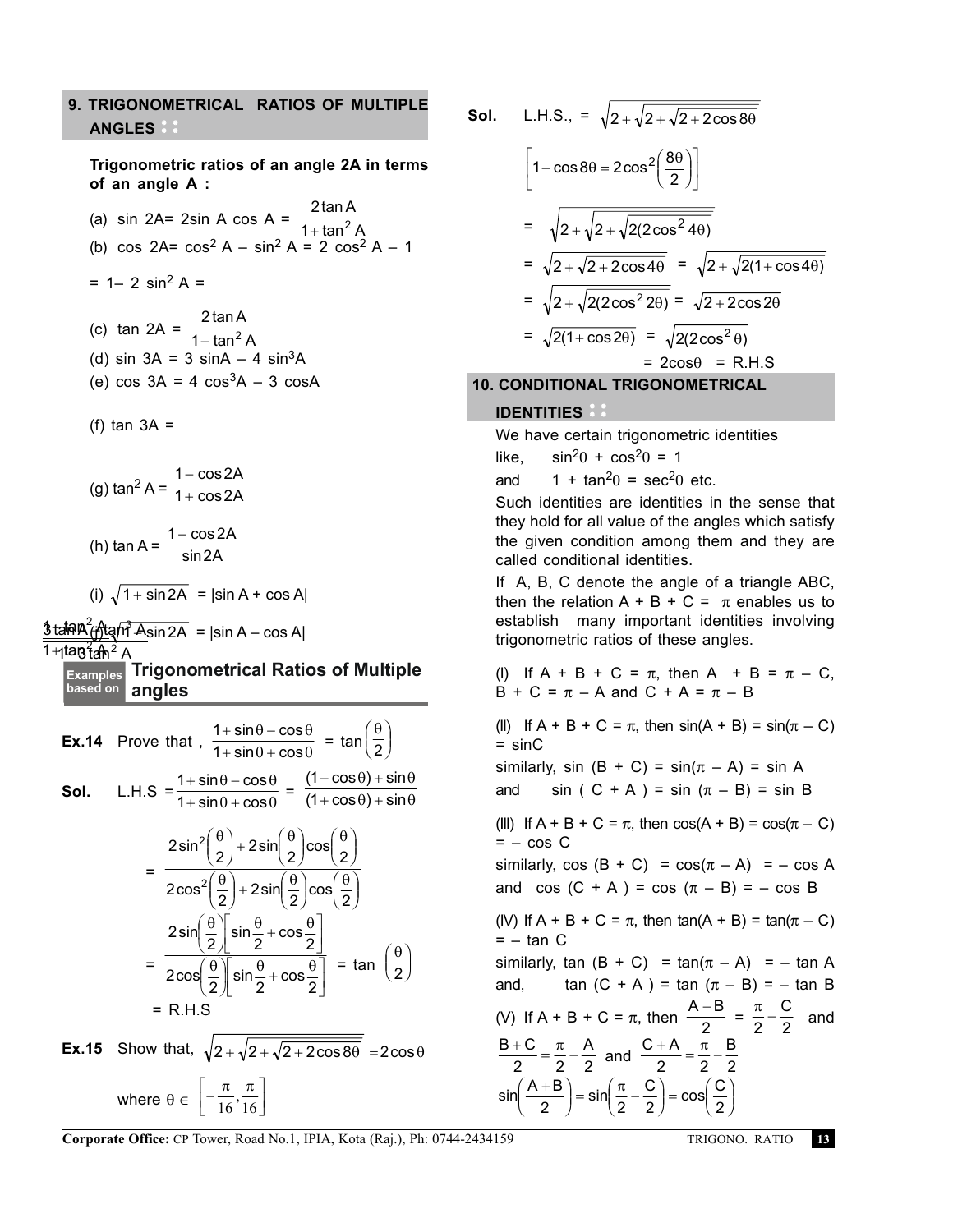## 9. TRIGONOMETRICAL RATIOS OF MULTIPLE ANGLES

**Trigonometric ratios of an angle 2A in terms of an angle A :**

(a) $\sin 2A = 2\sin A \cos A = \dfrac{2\tan A}{1+\tan^2 A}$

(b) $\cos 2A = \cos^2 A - \sin^2 A = 2\cos^2 A - 1$

$= 1 - 2\sin^2 A = \dfrac{1-\tan^2 A}{1+\tan^2 A}$

(c) $\tan 2A = \dfrac{2\tan A}{1-\tan^2 A}$

(d) $\sin 3A = 3\sin A - 4\sin^3 A$

(e) $\cos 3A = 4\cos^3 A - 3\cos A$

(f) $\tan 3A = \dfrac{3\tan A - \tan^3 A}{1-3\tan^2 A}$

(g) $\tan^2 A = \dfrac{1-\cos 2A}{1+\cos 2A}$

(h) $\tan A = \dfrac{1-\cos 2A}{\sin 2A}$

(i) $\sqrt{1+\sin 2A} = |\sin A + \cos A|$

(j) $\sqrt{1-\sin 2A} = |\sin A - \cos A|$

### Examples based on Trigonometrical Ratios of Multiple angles

**Ex.14** Prove that , $\dfrac{1+\sin\theta-\cos\theta}{1+\sin\theta+\cos\theta} = \tan\left(\dfrac{\theta}{2}\right)$

**Sol.** L.H.S $= \dfrac{1+\sin\theta-\cos\theta}{1+\sin\theta+\cos\theta} = \dfrac{(1-\cos\theta)+\sin\theta}{(1+\cos\theta)+\sin\theta}$

$$= \frac{2\sin^2\left(\frac{\theta}{2}\right)+2\sin\left(\frac{\theta}{2}\right)\cos\left(\frac{\theta}{2}\right)}{2\cos^2\left(\frac{\theta}{2}\right)+2\sin\left(\frac{\theta}{2}\right)\cos\left(\frac{\theta}{2}\right)}$$

$$= \frac{2\sin\left(\frac{\theta}{2}\right)\left[\sin\frac{\theta}{2}+\cos\frac{\theta}{2}\right]}{2\cos\left(\frac{\theta}{2}\right)\left[\sin\frac{\theta}{2}+\cos\frac{\theta}{2}\right]} = \tan\left(\frac{\theta}{2}\right)$$

= R.H.S

**Ex.15** Show that, $\sqrt{2+\sqrt{2+\sqrt{2+2\cos 8\theta}}} = 2\cos\theta$

where $\theta \in \left[-\dfrac{\pi}{16}, \dfrac{\pi}{16}\right]$

**Sol.** L.H.S., $= \sqrt{2+\sqrt{2+\sqrt{2+2\cos 8\theta}}}$

$\left[1+\cos 8\theta = 2\cos^2\left(\dfrac{8\theta}{2}\right)\right]$

$= \sqrt{2+\sqrt{2+\sqrt{2(2\cos^2 4\theta)}}}$

$= \sqrt{2+\sqrt{2+2\cos 4\theta}} = \sqrt{2+\sqrt{2(1+\cos 4\theta)}}$

$= \sqrt{2+\sqrt{2(2\cos^2 2\theta)}} = \sqrt{2+2\cos 2\theta}$

$= \sqrt{2(1+\cos 2\theta)} = \sqrt{2(2\cos^2\theta)}$

$= 2\cos\theta$ = R.H.S

## 10. CONDITIONAL TRIGONOMETRICAL IDENTITIES

We have certain trigonometric identities

like, $\sin^2\theta + \cos^2\theta = 1$

and $1 + \tan^2\theta = \sec^2\theta$ etc.

Such identities are identities in the sense that they hold for all value of the angles which satisfy the given condition among them and they are called conditional identities.

If A, B, C denote the angle of a triangle ABC, then the relation $A + B + C = \pi$ enables us to establish many important identities involving trigonometric ratios of these angles.

(I) If $A + B + C = \pi$, then $A + B = \pi - C$, $B + C = \pi - A$ and $C + A = \pi - B$

(II) If $A + B + C = \pi$, then $\sin(A + B) = \sin(\pi - C) = \sin C$

similarly, $\sin(B + C) = \sin(\pi - A) = \sin A$

and $\sin(C + A) = \sin(\pi - B) = \sin B$

(III) If $A + B + C = \pi$, then $\cos(A + B) = \cos(\pi - C) = -\cos C$

similarly, $\cos(B + C) = \cos(\pi - A) = -\cos A$

and $\cos(C + A) = \cos(\pi - B) = -\cos B$

(IV) If $A + B + C = \pi$, then $\tan(A + B) = \tan(\pi - C) = -\tan C$

similarly, $\tan(B + C) = \tan(\pi - A) = -\tan A$

and, $\tan(C + A) = \tan(\pi - B) = -\tan B$

(V) If $A + B + C = \pi$, then $\dfrac{A+B}{2} = \dfrac{\pi}{2} - \dfrac{C}{2}$ and $\dfrac{B+C}{2} = \dfrac{\pi}{2} - \dfrac{A}{2}$ and $\dfrac{C+A}{2} = \dfrac{\pi}{2} - \dfrac{B}{2}$

$\sin\left(\dfrac{A+B}{2}\right) = \sin\left(\dfrac{\pi}{2} - \dfrac{C}{2}\right) = \cos\left(\dfrac{C}{2}\right)$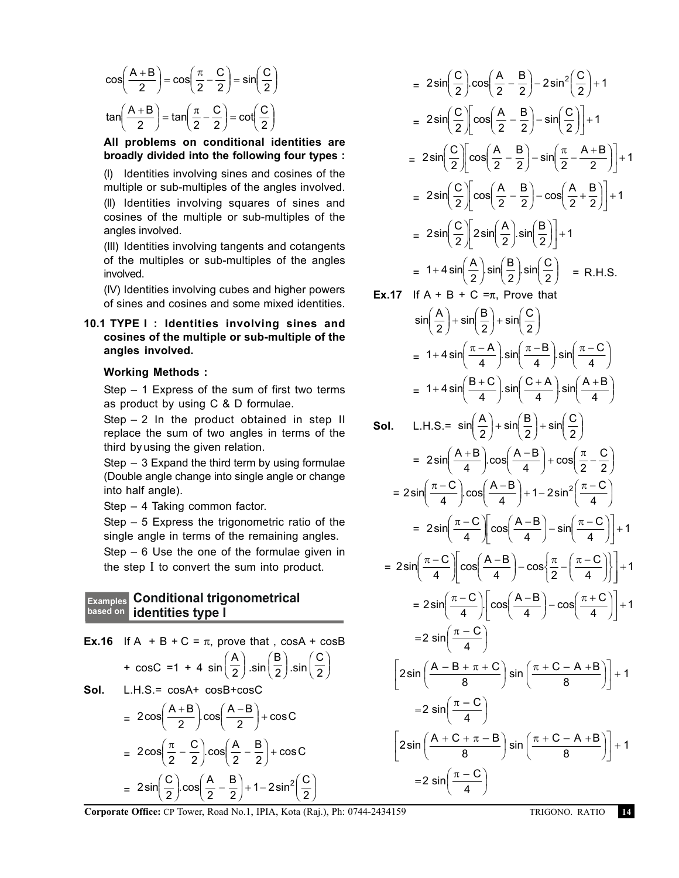$$\cos\left(\frac{A+B}{2}\right) = \cos\left(\frac{\pi}{2} - \frac{C}{2}\right) = \sin\left(\frac{C}{2}\right)$$

$$\tan\left(\frac{A+B}{2}\right) = \tan\left(\frac{\pi}{2} - \frac{C}{2}\right) = \cot\left(\frac{C}{2}\right)$$

**All problems on conditional identities are broadly divided into the following four types :**

(I) Identities involving sines and cosines of the multiple or sub-multiples of the angles involved.

(II) Identities involving squares of sines and cosines of the multiple or sub-multiples of the angles involved.

(III) Identities involving tangents and cotangents of the multiples or sub-multiples of the angles involved.

(IV) Identities involving cubes and higher powers of sines and cosines and some mixed identities.

### 10.1 TYPE I : Identities involving sines and cosines of the multiple or sub-multiple of the angles involved.

**Working Methods :**

Step – 1 Express of the sum of first two terms as product by using C & D formulae.

Step – 2 In the product obtained in step II replace the sum of two angles in terms of the third by using the given relation.

Step – 3 Expand the third term by using formulae (Double angle change into single angle or change into half angle).

Step – 4 Taking common factor.

Step – 5 Express the trigonometric ratio of the single angle in terms of the remaining angles.

Step – 6 Use the one of the formulae given in the step I to convert the sum into product.

## Examples based on Conditional trigonometrical identities type I

**Ex.16** If A + B + C = $\pi$, prove that , cosA + cosB + cosC = $1 + 4\sin\left(\frac{A}{2}\right).\sin\left(\frac{B}{2}\right).\sin\left(\frac{C}{2}\right)$

**Sol.** L.H.S.= cosA+ cosB+cosC

$$= 2\cos\left(\frac{A+B}{2}\right).\cos\left(\frac{A-B}{2}\right) + \cos C$$

$$= 2\cos\left(\frac{\pi}{2} - \frac{C}{2}\right).\cos\left(\frac{A}{2} - \frac{B}{2}\right) + \cos C$$

$$= 2\sin\left(\frac{C}{2}\right).\cos\left(\frac{A}{2} - \frac{B}{2}\right) + 1 - 2\sin^2\left(\frac{C}{2}\right)$$

$$= 2\sin\left(\frac{C}{2}\right).\cos\left(\frac{A}{2} - \frac{B}{2}\right) - 2\sin^2\left(\frac{C}{2}\right) + 1$$

$$= 2\sin\left(\frac{C}{2}\right)\left[\cos\left(\frac{A}{2} - \frac{B}{2}\right) - \sin\left(\frac{C}{2}\right)\right] + 1$$

$$= 2\sin\left(\frac{C}{2}\right)\left[\cos\left(\frac{A}{2} - \frac{B}{2}\right) - \sin\left(\frac{\pi}{2} - \frac{A+B}{2}\right)\right] + 1$$

$$= 2\sin\left(\frac{C}{2}\right)\left[\cos\left(\frac{A}{2} - \frac{B}{2}\right) - \cos\left(\frac{A}{2} + \frac{B}{2}\right)\right] + 1$$

$$= 2\sin\left(\frac{C}{2}\right)\left[2\sin\left(\frac{A}{2}\right).\sin\left(\frac{B}{2}\right)\right] + 1$$

$$= 1 + 4\sin\left(\frac{A}{2}\right).\sin\left(\frac{B}{2}\right).\sin\left(\frac{C}{2}\right) \quad = \text{R.H.S.}$$

**Ex.17** If A + B + C = $\pi$, Prove that

$$\sin\left(\frac{A}{2}\right) + \sin\left(\frac{B}{2}\right) + \sin\left(\frac{C}{2}\right)$$

$$= 1 + 4\sin\left(\frac{\pi - A}{4}\right).\sin\left(\frac{\pi - B}{4}\right).\sin\left(\frac{\pi - C}{4}\right)$$

$$= 1 + 4\sin\left(\frac{B+C}{4}\right).\sin\left(\frac{C+A}{4}\right).\sin\left(\frac{A+B}{4}\right)$$

**Sol.** L.H.S.= $\sin\left(\frac{A}{2}\right) + \sin\left(\frac{B}{2}\right) + \sin\left(\frac{C}{2}\right)$

$$= 2\sin\left(\frac{A+B}{4}\right).\cos\left(\frac{A-B}{4}\right) + \cos\left(\frac{\pi}{2} - \frac{C}{2}\right)$$

$$= 2\sin\left(\frac{\pi - C}{4}\right).\cos\left(\frac{A-B}{4}\right) + 1 - 2\sin^2\left(\frac{\pi - C}{4}\right)$$

$$= 2\sin\left(\frac{\pi - C}{4}\right)\left[\cos\left(\frac{A-B}{4}\right) - \sin\left(\frac{\pi - C}{4}\right)\right] + 1$$

$$= 2\sin\left(\frac{\pi - C}{4}\right)\left[\cos\left(\frac{A-B}{4}\right) - \cos\left\{\frac{\pi}{2} - \left(\frac{\pi - C}{4}\right)\right\}\right] + 1$$

$$= 2\sin\left(\frac{\pi - C}{4}\right).\left[\cos\left(\frac{A-B}{4}\right) - \cos\left(\frac{\pi + C}{4}\right)\right] + 1$$

$$= 2\sin\left(\frac{\pi - C}{4}\right)\left[2\sin\left(\frac{A - B + \pi + C}{8}\right)\sin\left(\frac{\pi + C - A + B}{8}\right)\right] + 1$$

$$= 2\sin\left(\frac{\pi - C}{4}\right)\left[2\sin\left(\frac{A + C + \pi - B}{8}\right)\sin\left(\frac{\pi + C - A + B}{8}\right)\right] + 1$$

$$= 2\sin\left(\frac{\pi - C}{4}\right)$$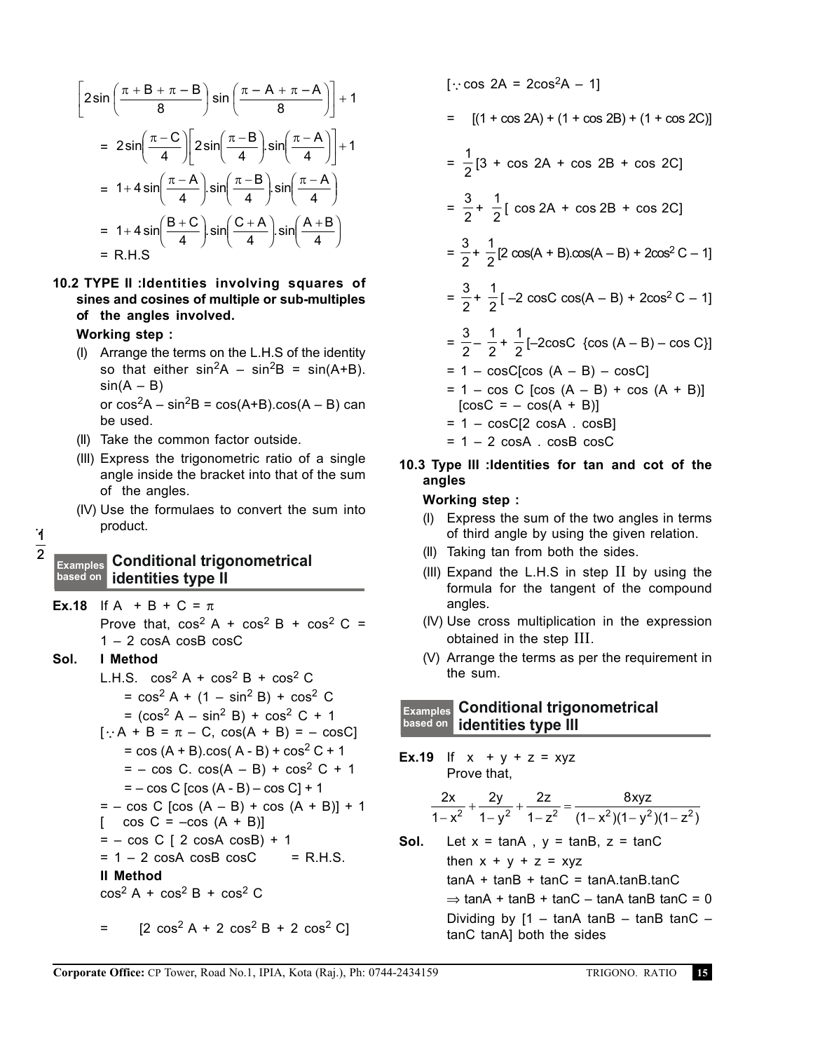$$\left[2\sin\left(\frac{\pi + B + \pi - B}{8}\right)\sin\left(\frac{\pi - A + \pi - A}{8}\right)\right] + 1$$

$$= 2\sin\left(\frac{\pi - C}{4}\right)\left[2\sin\left(\frac{\pi - B}{4}\right).\sin\left(\frac{\pi - A}{4}\right)\right] + 1$$

$$= 1 + 4\sin\left(\frac{\pi - A}{4}\right).\sin\left(\frac{\pi - B}{4}\right).\sin\left(\frac{\pi - A}{4}\right)$$

$$= 1 + 4\sin\left(\frac{B + C}{4}\right).\sin\left(\frac{C + A}{4}\right).\sin\left(\frac{A + B}{4}\right)$$

= R.H.S

**10.2 TYPE II : Identities involving squares of sines and cosines of multiple or sub-multiples of the angles involved.**

**Working step :**

(I) Arrange the terms on the L.H.S of the identity so that either $\sin^2 A - \sin^2 B = \sin(A+B).\sin(A - B)$ or $\cos^2 A - \sin^2 B = \cos(A+B).\cos(A - B)$ can be used.

(II) Take the common factor outside.

(III) Express the trigonometric ratio of a single angle inside the bracket into that of the sum of the angles.

(IV) Use the formulaes to convert the sum into product.

### Examples based on Conditional trigonometrical identities type II

**Ex.18** If $A + B + C = \pi$

Prove that, $\cos^2 A + \cos^2 B + \cos^2 C = 1 - 2\cos A \cos B \cos C$

**Sol.** **I Method**

L.H.S. $\cos^2 A + \cos^2 B + \cos^2 C$

$= \cos^2 A + (1 - \sin^2 B) + \cos^2 C$

$= (\cos^2 A - \sin^2 B) + \cos^2 C + 1$

$[\because A + B = \pi - C, \cos(A + B) = -\cos C]$

$= \cos(A + B).\cos(A - B) + \cos^2 C + 1$

$= -\cos C.\cos(A - B) + \cos^2 C + 1$

$= -\cos C[\cos(A - B) - \cos C] + 1$

$= -\cos C[\cos(A - B) + \cos(A + B)] + 1$

$[\;\; \cos C = -\cos(A + B)]$

$= -\cos C[2\cos A \cos B) + 1$

$= 1 - 2\cos A \cos B \cos C$ = R.H.S.

**II Method**

$\cos^2 A + \cos^2 B + \cos^2 C$

$= \frac{1}{2}[2\cos^2 A + 2\cos^2 B + 2\cos^2 C]$

$[\because \cos 2A = 2\cos^2 A - 1]$

$= \frac{1}{2}[(1 + \cos 2A) + (1 + \cos 2B) + (1 + \cos 2C)]$

$= \frac{1}{2}[3 + \cos 2A + \cos 2B + \cos 2C]$

$= \frac{3}{2} + \frac{1}{2}[\cos 2A + \cos 2B + \cos 2C]$

$= \frac{3}{2} + \frac{1}{2}[2\cos(A + B).\cos(A - B) + 2\cos^2 C - 1]$

$= \frac{3}{2} + \frac{1}{2}[-2\cos C \cos(A - B) + 2\cos^2 C - 1]$

$= \frac{3}{2} - \frac{1}{2} + \frac{1}{2}[-2\cos C \{\cos(A - B) - \cos C\}]$

$= 1 - \cos C[\cos(A - B) - \cos C]$

$= 1 - \cos C[\cos(A - B) + \cos(A + B)]$

$[\cos C = -\cos(A + B)]$

$= 1 - \cos C[2\cos A . \cos B]$

$= 1 - 2\cos A . \cos B \cos C$

**10.3 Type III : Identities for tan and cot of the angles**

**Working step :**

(I) Express the sum of the two angles in terms of third angle by using the given relation.

(II) Taking tan from both the sides.

(III) Expand the L.H.S in step II by using the formula for the tangent of the compound angles.

(IV) Use cross multiplication in the expression obtained in the step III.

(V) Arrange the terms as per the requirement in the sum.

### Examples based on Conditional trigonometrical identities type III

**Ex.19** If $x + y + z = xyz$

Prove that,

$$\frac{2x}{1 - x^2} + \frac{2y}{1 - y^2} + \frac{2z}{1 - z^2} = \frac{8xyz}{(1 - x^2)(1 - y^2)(1 - z^2)}$$

**Sol.** Let $x = \tan A$, $y = \tan B$, $z = \tan C$

then $x + y + z = xyz$

$\tan A + \tan B + \tan C = \tan A.\tan B.\tan C$

$\Rightarrow \tan A + \tan B + \tan C - \tan A \tan B \tan C = 0$

Dividing by $[1 - \tan A \tan B - \tan B \tan C - \tan C \tan A]$ both the sides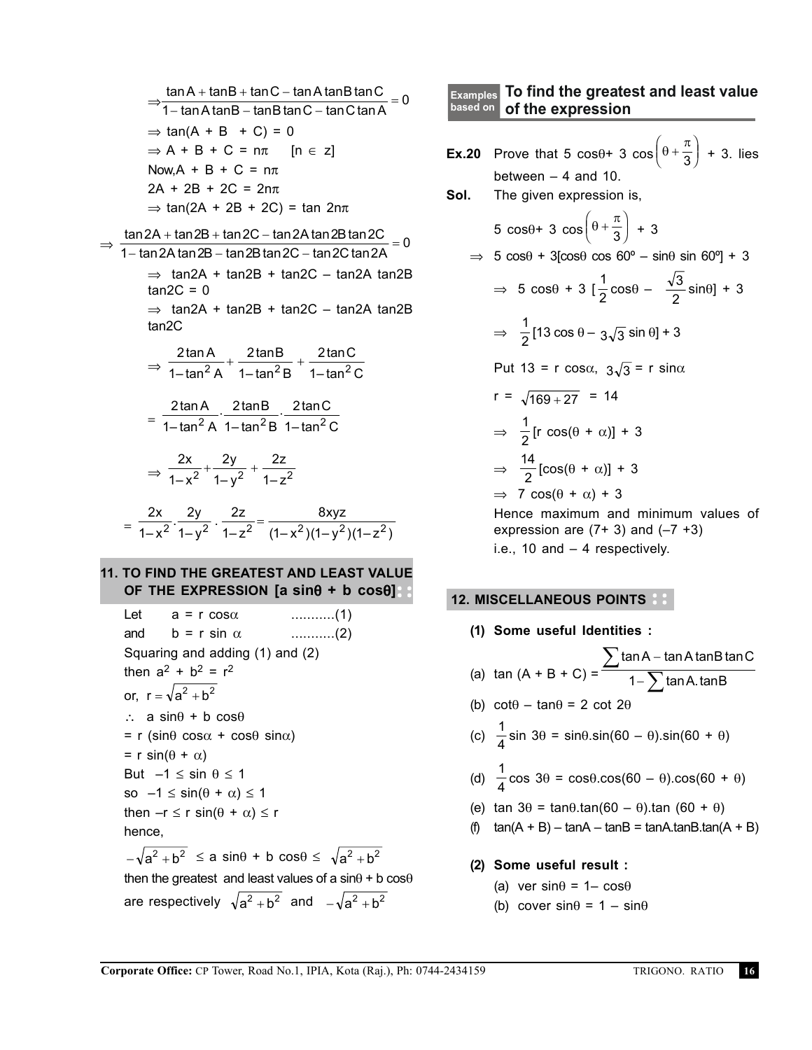$$\Rightarrow \frac{\tan A + \tan B + \tan C - \tan A \tan B \tan C}{1 - \tan A \tan B - \tan B \tan C - \tan C \tan A} = 0$$

$\Rightarrow \tan(A + B + C) = 0$

$\Rightarrow A + B + C = n\pi \quad [n \in z]$

Now, $A + B + C = n\pi$

$2A + 2B + 2C = 2n\pi$

$\Rightarrow \tan(2A + 2B + 2C) = \tan 2n\pi$

$$\Rightarrow \frac{\tan 2A + \tan 2B + \tan 2C - \tan 2A \tan 2B \tan 2C}{1 - \tan 2A \tan 2B - \tan 2B \tan 2C - \tan 2C \tan 2A} = 0$$

$\Rightarrow \tan 2A + \tan 2B + \tan 2C - \tan 2A \tan 2B \tan 2C = 0$

$\Rightarrow \tan 2A + \tan 2B + \tan 2C - \tan 2A \tan 2B \tan 2C$

$$\Rightarrow \frac{2\tan A}{1-\tan^2 A} + \frac{2\tan B}{1-\tan^2 B} + \frac{2\tan C}{1-\tan^2 C}$$

$$= \frac{2\tan A}{1-\tan^2 A} \cdot \frac{2\tan B}{1-\tan^2 B} \cdot \frac{2\tan C}{1-\tan^2 C}$$

$$\Rightarrow \frac{2x}{1-x^2} + \frac{2y}{1-y^2} + \frac{2z}{1-z^2}$$

$$= \frac{2x}{1-x^2} \cdot \frac{2y}{1-y^2} \cdot \frac{2z}{1-z^2} = \frac{8xyz}{(1-x^2)(1-y^2)(1-z^2)}$$

## 11. TO FIND THE GREATEST AND LEAST VALUE OF THE EXPRESSION [a sinθ + b cosθ]

Let $a = r \cos\alpha$ ...........(1)

and $b = r \sin \alpha$ ...........(2)

Squaring and adding (1) and (2)

then $a^2 + b^2 = r^2$

or, $r = \sqrt{a^2 + b^2}$

$\therefore$ $a \sin\theta + b \cos\theta$

$= r (\sin\theta \cos\alpha + \cos\theta \sin\alpha)$

$= r \sin(\theta + \alpha)$

But $-1 \le \sin \theta \le 1$

so $-1 \le \sin(\theta + \alpha) \le 1$

then $-r \le r \sin(\theta + \alpha) \le r$

hence,

$-\sqrt{a^2+b^2} \le a \sin\theta + b \cos\theta \le \sqrt{a^2+b^2}$

then the greatest and least values of $a \sin\theta + b \cos\theta$ are respectively $\sqrt{a^2+b^2}$ and $-\sqrt{a^2+b^2}$

### Examples based on To find the greatest and least value of the expression

**Ex.20** Prove that $5 \cos\theta + 3 \cos\left(\theta + \frac{\pi}{3}\right) + 3$. lies between $-4$ and $10$.

**Sol.** The given expression is,

$5 \cos\theta + 3 \cos\left(\theta + \frac{\pi}{3}\right) + 3$

$\Rightarrow 5 \cos\theta + 3[\cos\theta \cos 60^\circ - \sin\theta \sin 60^\circ] + 3$

$\Rightarrow 5 \cos\theta + 3 \left[\frac{1}{2}\cos\theta - \frac{\sqrt{3}}{2}\sin\theta\right] + 3$

$\Rightarrow \frac{1}{2}[13 \cos \theta - 3\sqrt{3} \sin \theta] + 3$

Put $13 = r \cos\alpha$, $3\sqrt{3} = r \sin\alpha$

$r = \sqrt{169 + 27} = 14$

$\Rightarrow \frac{1}{2}[r \cos(\theta + \alpha)] + 3$

$\Rightarrow \frac{14}{2}[\cos(\theta + \alpha)] + 3$

$\Rightarrow 7 \cos(\theta + \alpha) + 3$

Hence maximum and minimum values of expression are $(7+ 3)$ and $(-7 +3)$

i.e., 10 and $-4$ respectively.

## 12. MISCELLANEOUS POINTS

**(1) Some useful Identities :**

(a) $\tan (A + B + C) = \dfrac{\sum \tan A - \tan A \tan B \tan C}{1 - \sum \tan A . \tan B}$

(b) $\cot\theta - \tan\theta = 2 \cot 2\theta$

(c) $\frac{1}{4}\sin 3\theta = \sin\theta . \sin(60 - \theta) . \sin(60 + \theta)$

(d) $\frac{1}{4}\cos 3\theta = \cos\theta . \cos(60 - \theta) . \cos(60 + \theta)$

(e) $\tan 3\theta = \tan\theta . \tan(60 - \theta) . \tan (60 + \theta)$

(f) $\tan(A + B) - \tan A - \tan B = \tan A . \tan B . \tan(A + B)$

**(2) Some useful result :**

(a) ver $\sin\theta = 1 - \cos\theta$

(b) cover $\sin\theta = 1 - \sin\theta$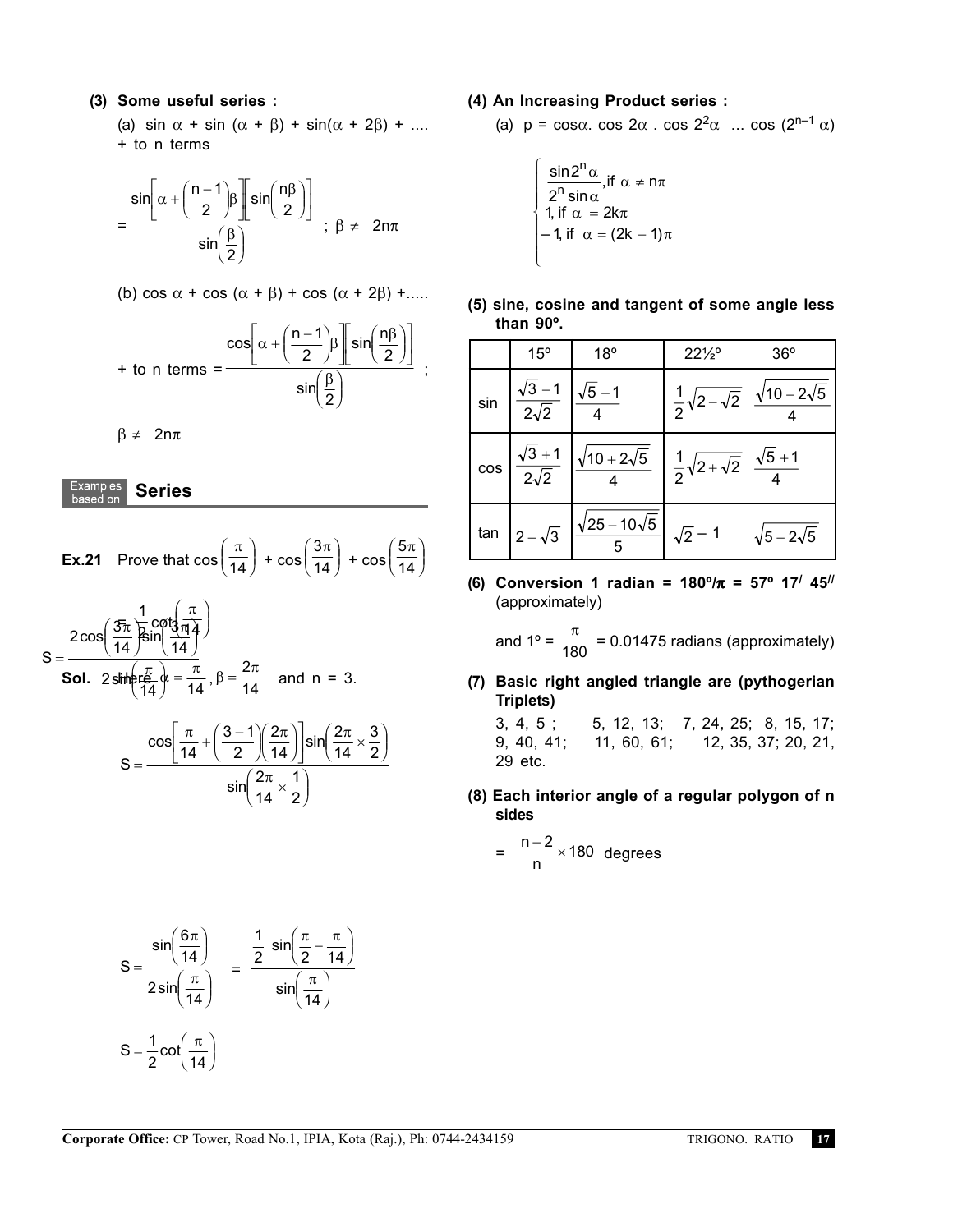**(3) Some useful series :**

(a) $\sin \alpha + \sin (\alpha + \beta) + \sin(\alpha + 2\beta) + ....$ + to n terms

$$= \frac{\sin\left[\alpha + \left(\frac{n-1}{2}\right)\beta\right]\left[\sin\left(\frac{n\beta}{2}\right)\right]}{\sin\left(\frac{\beta}{2}\right)} \; ; \; \beta \neq 2n\pi$$

(b) $\cos \alpha + \cos (\alpha + \beta) + \cos (\alpha + 2\beta) + .....$

$$+ \text{ to n terms} = \frac{\cos\left[\alpha + \left(\frac{n-1}{2}\right)\beta\right]\left[\sin\left(\frac{n\beta}{2}\right)\right]}{\sin\left(\frac{\beta}{2}\right)} \; ;$$

$\beta \neq 2n\pi$

## Examples based on Series

**Ex.21** Prove that $\cos\left(\frac{\pi}{14}\right) + \cos\left(\frac{3\pi}{14}\right) + \cos\left(\frac{5\pi}{14}\right)$

$$S = \frac{1}{2}\cot\left(\frac{\pi}{14}\right)$$

**Sol.** Here $\alpha = \frac{\pi}{14}, \beta = \frac{2\pi}{14}$ and n = 3.

$$S = \frac{\cos\left[\frac{\pi}{14} + \left(\frac{3-1}{2}\right)\left(\frac{2\pi}{14}\right)\right]\sin\left(\frac{2\pi}{14} \times \frac{3}{2}\right)}{\sin\left(\frac{2\pi}{14} \times \frac{1}{2}\right)}$$

$$S = \frac{2\cos\left(\frac{3\pi}{14}\right)\sin\left(\frac{3\pi}{14}\right)}{2\sin\left(\frac{\pi}{14}\right)}$$

$$S = \frac{\sin\left(\frac{6\pi}{14}\right)}{2\sin\left(\frac{\pi}{14}\right)} = \frac{\frac{1}{2}\sin\left(\frac{\pi}{2} - \frac{\pi}{14}\right)}{\sin\left(\frac{\pi}{14}\right)}$$

$$S = \frac{1}{2}\cot\left(\frac{\pi}{14}\right)$$

**(4) An Increasing Product series :**

(a) $p = \cos\alpha . \cos 2\alpha . \cos 2^2\alpha \; ... \cos (2^{n-1} \alpha)$

$$\begin{cases} \dfrac{\sin 2^n\alpha}{2^n \sin\alpha}, \text{if } \alpha \neq n\pi \\ 1, \text{ if } \alpha = 2k\pi \\ -1, \text{ if } \alpha = (2k+1)\pi \end{cases}$$

**(5) sine, cosine and tangent of some angle less than 90º.**

| | 15º | 18º | 22½º | 36º |
|---|---|---|---|---|
| sin | $\frac{\sqrt{3}-1}{2\sqrt{2}}$ | $\frac{\sqrt{5}-1}{4}$ | $\frac{1}{2}\sqrt{2-\sqrt{2}}$ | $\frac{\sqrt{10-2\sqrt{5}}}{4}$ |
| cos | $\frac{\sqrt{3}+1}{2\sqrt{2}}$ | $\frac{\sqrt{10+2\sqrt{5}}}{4}$ | $\frac{1}{2}\sqrt{2+\sqrt{2}}$ | $\frac{\sqrt{5}+1}{4}$ |
| tan | $2-\sqrt{3}$ | $\frac{\sqrt{25-10\sqrt{5}}}{5}$ | $\sqrt{2}-1$ | $\sqrt{5-2\sqrt{5}}$ |

**(6) Conversion 1 radian = 180º/π = 57º 17′ 45″** (approximately)

and $1º = \frac{\pi}{180}$ = 0.01475 radians (approximately)

**(7) Basic right angled triangle are (pythogerian Triplets)**

3, 4, 5 ; 5, 12, 13; 7, 24, 25; 8, 15, 17; 9, 40, 41; 11, 60, 61; 12, 35, 37; 20, 21, 29 etc.

**(8) Each interior angle of a regular polygon of n sides**

$$= \frac{n-2}{n} \times 180 \text{ degrees}$$